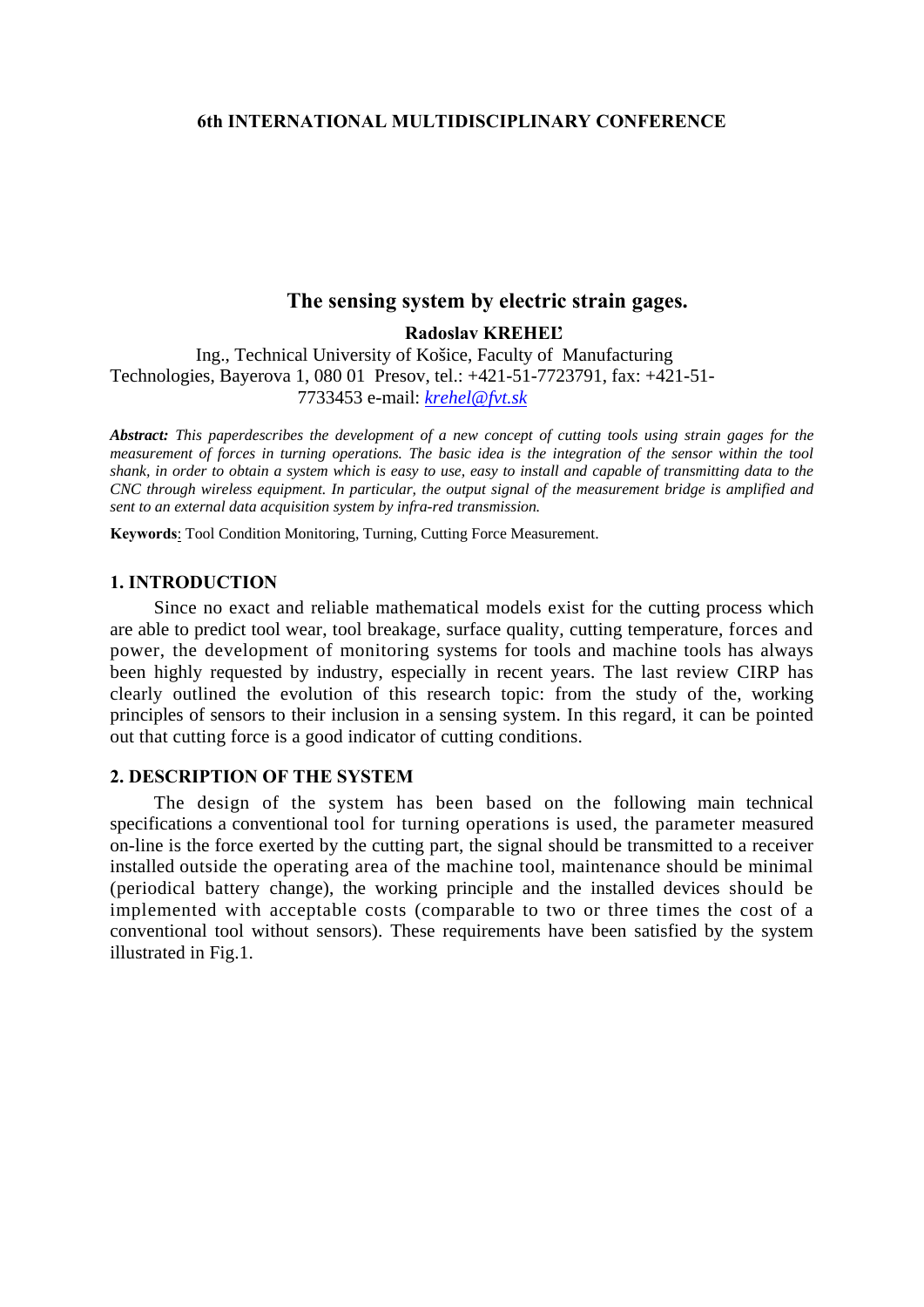**6th INTERNATIONAL MULTIDISCIPLINARY CONFERENCE**

# The sensing system by electric strain gages.

**Radoslav KREHEĽ**

Ing., Technical University of Košice, Faculty of Manufacturing Technologies, Bayerova 1, 080 01 Presov, tel.: +421-51-7723791, fax: +421-51-7733453 e-mail: krehel@fvt.sk

***Abstract:*** *This paperdescribes the development of a new concept of cutting tools using strain gages for the measurement of forces in turning operations. The basic idea is the integration of the sensor within the tool shank, in order to obtain a system which is easy to use, easy to install and capable of transmitting data to the CNC through wireless equipment. In particular, the output signal of the measurement bridge is amplified and sent to an external data acquisition system by infra-red transmission.*

**Keywords**: Tool Condition Monitoring, Turning, Cutting Force Measurement.

## 1. INTRODUCTION

Since no exact and reliable mathematical models exist for the cutting process which are able to predict tool wear, tool breakage, surface quality, cutting temperature, forces and power, the development of monitoring systems for tools and machine tools has always been highly requested by industry, especially in recent years. The last review CIRP has clearly outlined the evolution of this research topic: from the study of the, working principles of sensors to their inclusion in a sensing system. In this regard, it can be pointed out that cutting force is a good indicator of cutting conditions.

## 2. DESCRIPTION OF THE SYSTEM

The design of the system has been based on the following main technical specifications a conventional tool for turning operations is used, the parameter measured on-line is the force exerted by the cutting part, the signal should be transmitted to a receiver installed outside the operating area of the machine tool, maintenance should be minimal (periodical battery change), the working principle and the installed devices should be implemented with acceptable costs (comparable to two or three times the cost of a conventional tool without sensors). These requirements have been satisfied by the system illustrated in Fig.1.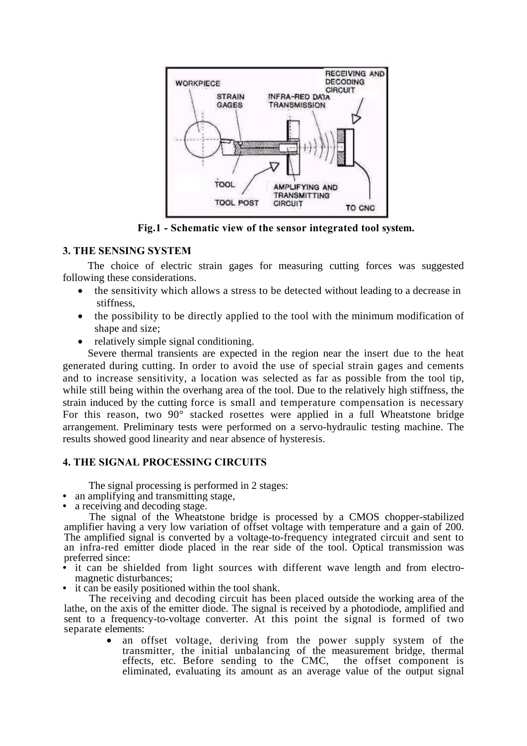**Fig.1 - Schematic view of the sensor integrated tool system.**

### 3. THE SENSING SYSTEM

The choice of electric strain gages for measuring cutting forces was suggested following these considerations.

- the sensitivity which allows a stress to be detected without leading to a decrease in stiffness,
- the possibility to be directly applied to the tool with the minimum modification of shape and size;
- relatively simple signal conditioning.

Severe thermal transients are expected in the region near the insert due to the heat generated during cutting. In order to avoid the use of special strain gages and cements and to increase sensitivity, a location was selected as far as possible from the tool tip, while still being within the overhang area of the tool. Due to the relatively high stiffness, the strain induced by the cutting force is small and temperature compensation is necessary For this reason, two 90° stacked rosettes were applied in a full Wheatstone bridge arrangement. Preliminary tests were performed on a servo-hydraulic testing machine. The results showed good linearity and near absence of hysteresis.

### 4. THE SIGNAL PROCESSING CIRCUITS

The signal processing is performed in 2 stages:

- an amplifying and transmitting stage,
- a receiving and decoding stage.

The signal of the Wheatstone bridge is processed by a CMOS chopper-stabilized amplifier having a very low variation of offset voltage with temperature and a gain of 200. The amplified signal is converted by a voltage-to-frequency integrated circuit and sent to an infra-red emitter diode placed in the rear side of the tool. Optical transmission was preferred since:

- it can be shielded from light sources with different wave length and from electro-magnetic disturbances;
- it can be easily positioned within the tool shank.

The receiving and decoding circuit has been placed outside the working area of the lathe, on the axis of the emitter diode. The signal is received by a photodiode, amplified and sent to a frequency-to-voltage converter. At this point the signal is formed of two separate elements:

- an offset voltage, deriving from the power supply system of the transmitter, the initial unbalancing of the measurement bridge, thermal effects, etc. Before sending to the CMC, the offset component is eliminated, evaluating its amount as an average value of the output signal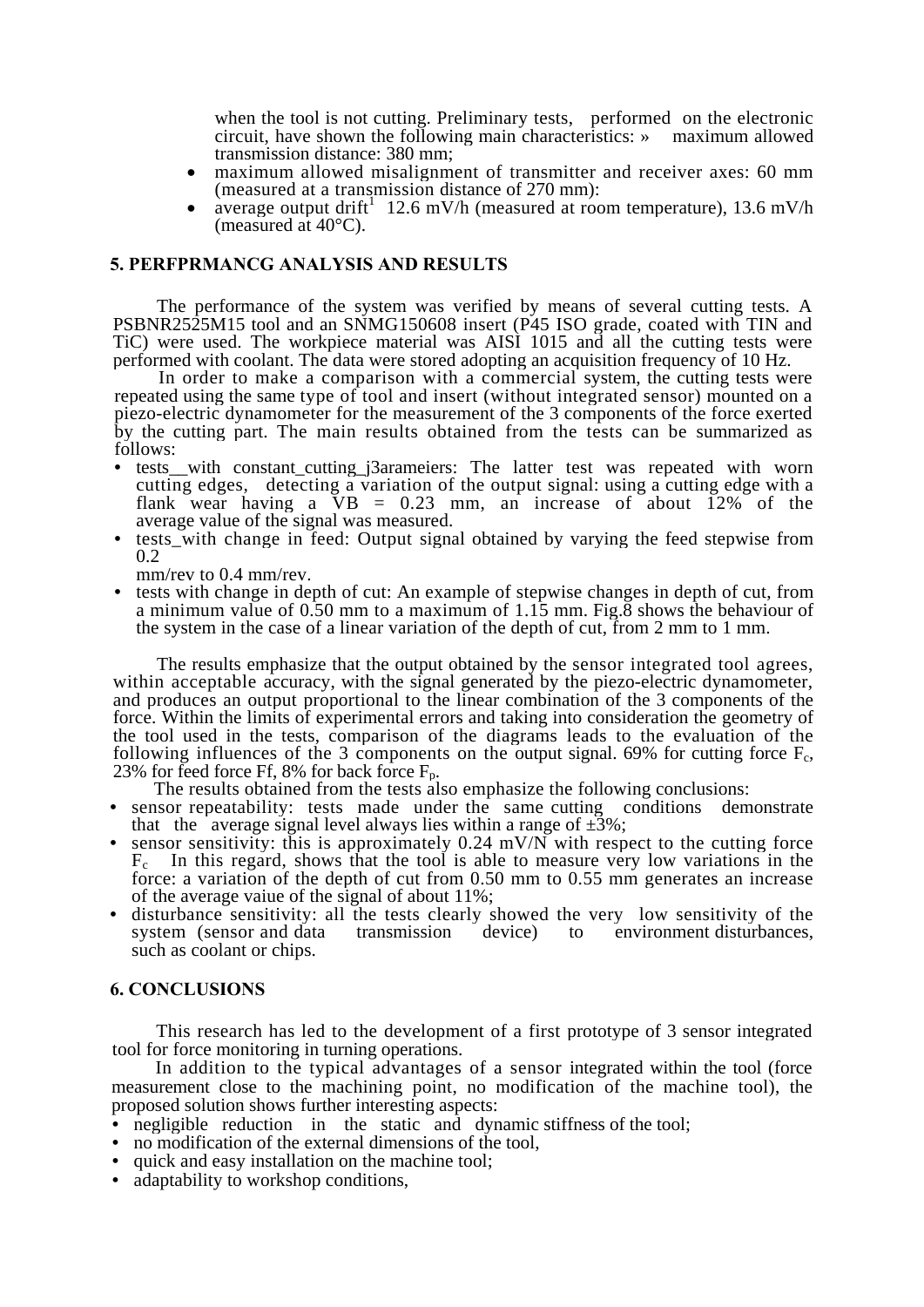when the tool is not cutting. Preliminary tests, performed on the electronic circuit, have shown the following main characteristics: » maximum allowed transmission distance: 380 mm;

- maximum allowed misalignment of transmitter and receiver axes: 60 mm (measured at a transmission distance of 270 mm):
- average output drift[1] 12.6 mV/h (measured at room temperature), 13.6 mV/h (measured at 40°C).

## 5. PERFPRMANCG ANALYSIS AND RESULTS

The performance of the system was verified by means of several cutting tests. A PSBNR2525M15 tool and an SNMG150608 insert (P45 ISO grade, coated with TIN and TiC) were used. The workpiece material was AISI 1015 and all the cutting tests were performed with coolant. The data were stored adopting an acquisition frequency of 10 Hz.

In order to make a comparison with a commercial system, the cutting tests were repeated using the same type of tool and insert (without integrated sensor) mounted on a piezo-electric dynamometer for the measurement of the 3 components of the force exerted by the cutting part. The main results obtained from the tests can be summarized as follows:

- tests__with constant_cutting_j3arameiers: The latter test was repeated with worn cutting edges, detecting a variation of the output signal: using a cutting edge with a flank wear having a VB = 0.23 mm, an increase of about 12% of the average value of the signal was measured.
- tests_with change in feed: Output signal obtained by varying the feed stepwise from 0.2 mm/rev to 0.4 mm/rev.
- tests with change in depth of cut: An example of stepwise changes in depth of cut, from a minimum value of 0.50 mm to a maximum of 1.15 mm. Fig.8 shows the behaviour of the system in the case of a linear variation of the depth of cut, from 2 mm to 1 mm.

The results emphasize that the output obtained by the sensor integrated tool agrees, within acceptable accuracy, with the signal generated by the piezo-electric dynamometer, and produces an output proportional to the linear combination of the 3 components of the force. Within the limits of experimental errors and taking into consideration the geometry of the tool used in the tests, comparison of the diagrams leads to the evaluation of the following influences of the 3 components on the output signal. 69% for cutting force $F_c$, 23% for feed force Ff, 8% for back force $F_p$.

The results obtained from the tests also emphasize the following conclusions:

- sensor repeatability: tests made under the same cutting conditions demonstrate that the average signal level always lies within a range of ±3%;
- sensor sensitivity: this is approximately 0.24 mV/N with respect to the cutting force $F_c$ In this regard, shows that the tool is able to measure very low variations in the force: a variation of the depth of cut from 0.50 mm to 0.55 mm generates an increase of the average vaiue of the signal of about 11%;
- disturbance sensitivity: all the tests clearly showed the very low sensitivity of the system (sensor and data transmission device) to environment disturbances, such as coolant or chips.

## 6. CONCLUSIONS

This research has led to the development of a first prototype of 3 sensor integrated tool for force monitoring in turning operations.

In addition to the typical advantages of a sensor integrated within the tool (force measurement close to the machining point, no modification of the machine tool), the proposed solution shows further interesting aspects:

- negligible reduction in the static and dynamic stiffness of the tool;
- no modification of the external dimensions of the tool,
- quick and easy installation on the machine tool;
- adaptability to workshop conditions,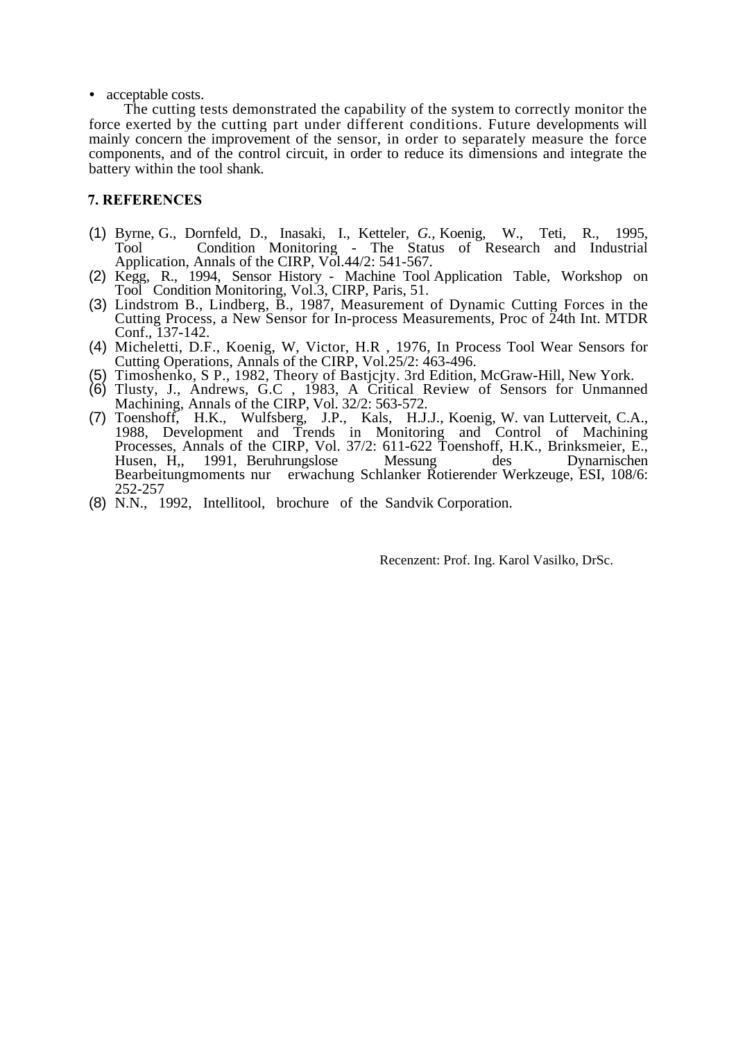- acceptable costs.

The cutting tests demonstrated the capability of the system to correctly monitor the force exerted by the cutting part under different conditions. Future developments will mainly concern the improvement of the sensor, in order to separately measure the force components, and of the control circuit, in order to reduce its dimensions and integrate the battery within the tool shank.

## 7. REFERENCES

(1) Byrne, G., Dornfeld, D., Inasaki, I., Ketteler, G., Koenig, W., Teti, R., 1995, Tool Condition Monitoring - The Status of Research and Industrial Application, Annals of the CIRP, Vol.44/2: 541-567.

(2) Kegg, R., 1994, Sensor History - Machine Tool Application Table, Workshop on Tool Condition Monitoring, Vol.3, CIRP, Paris, 51.

(3) Lindstrom B., Lindberg, B., 1987, Measurement of Dynamic Cutting Forces in the Cutting Process, a New Sensor for In-process Measurements, Proc of 24th Int. MTDR Conf., 137-142.

(4) Micheletti, D.F., Koenig, W, Victor, H.R , 1976, In Process Tool Wear Sensors for Cutting Operations, Annals of the CIRP, Vol.25/2: 463-496.

(5) Timoshenko, S P., 1982, Theory of Bastjcjty. 3rd Edition, McGraw-Hill, New York.

(6) Tlusty, J., Andrews, G.C , 1983, A Critical Review of Sensors for Unmanned Machining, Annals of the CIRP, Vol. 32/2: 563-572.

(7) Toenshoff, H.K., Wulfsberg, J.P., Kals, H.J.J., Koenig, W. van Lutterveit, C.A., 1988, Development and Trends in Monitoring and Control of Machining Processes, Annals of the CIRP, Vol. 37/2: 611-622 Toenshoff, H.K., Brinksmeier, E., Husen, H,, 1991, Beruhrungslose Messung des Dynarnischen Bearbeitungmoments nur erwachung Schlanker Rotierender Werkzeuge, ESI, 108/6: 252-257

(8) N.N., 1992, Intellitool, brochure of the Sandvik Corporation.

Recenzent: Prof. Ing. Karol Vasilko, DrSc.